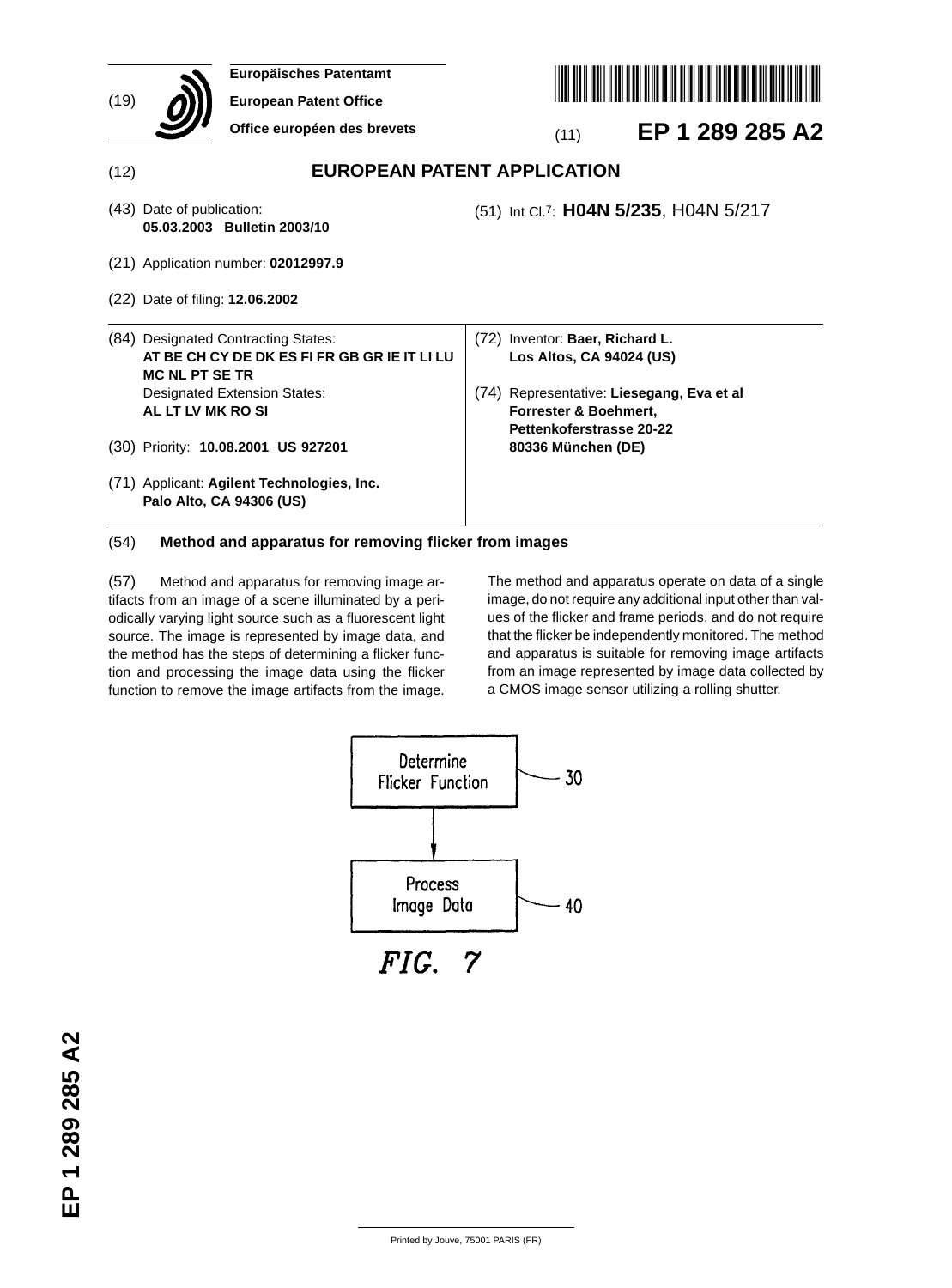(19) **Europäisches Patentamt**
**European Patent Office**
**Office européen des brevets**

(11) **EP 1 289 285 A2**

(12) **EUROPEAN PATENT APPLICATION**

(43) Date of publication:
**05.03.2003 Bulletin 2003/10**

(51) Int Cl.[7]: **H04N 5/235**, H04N 5/217

(21) Application number: **02012997.9**

(22) Date of filing: **12.06.2002**

(84) Designated Contracting States:
**AT BE CH CY DE DK ES FI FR GB GR IE IT LI LU MC NL PT SE TR**
Designated Extension States:
**AL LT LV MK RO SI**

(30) Priority: **10.08.2001 US 927201**

(71) Applicant: **Agilent Technologies, Inc.**
**Palo Alto, CA 94306 (US)**

(72) Inventor: **Baer, Richard L.**
**Los Altos, CA 94024 (US)**

(74) Representative: **Liesegang, Eva et al**
**Forrester & Boehmert,**
**Pettenkoferstrasse 20-22**
**80336 München (DE)**

(54) **Method and apparatus for removing flicker from images**

(57) Method and apparatus for removing image artifacts from an image of a scene illuminated by a periodically varying light source such as a fluorescent light source. The image is represented by image data, and the method has the steps of determining a flicker function and processing the image data using the flicker function to remove the image artifacts from the image. The method and apparatus operate on data of a single image, do not require any additional input other than values of the flicker and frame periods, and do not require that the flicker be independently monitored. The method and apparatus is suitable for removing image artifacts from an image represented by image data collected by a CMOS image sensor utilizing a rolling shutter.

Determine Flicker Function — 30

Process Image Data — 40

FIG. 7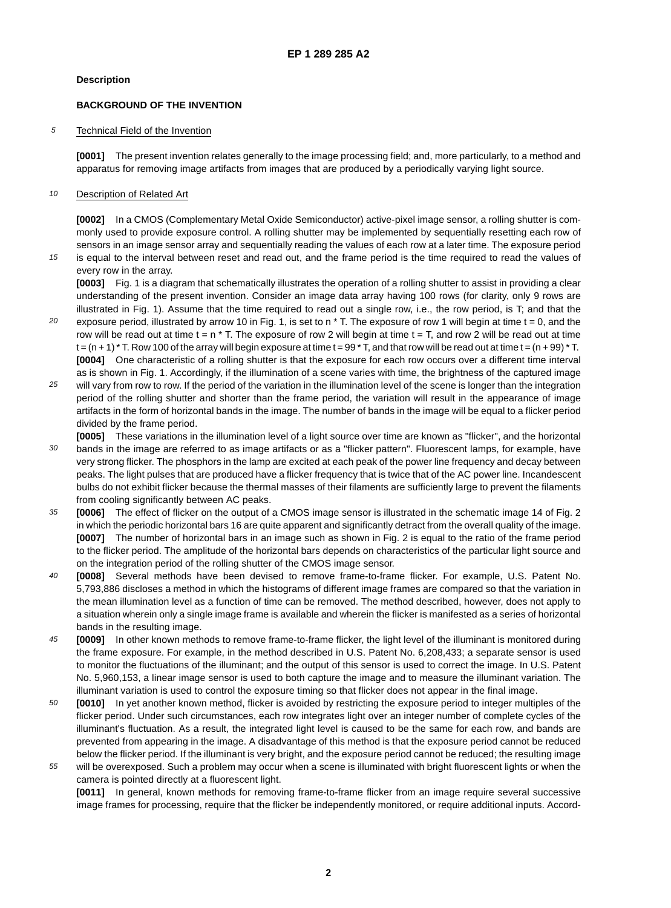## Description

### BACKGROUND OF THE INVENTION

Technical Field of the Invention

**[0001]** The present invention relates generally to the image processing field; and, more particularly, to a method and apparatus for removing image artifacts from images that are produced by a periodically varying light source.

Description of Related Art

**[0002]** In a CMOS (Complementary Metal Oxide Semiconductor) active-pixel image sensor, a rolling shutter is commonly used to provide exposure control. A rolling shutter may be implemented by sequentially resetting each row of sensors in an image sensor array and sequentially reading the values of each row at a later time. The exposure period is equal to the interval between reset and read out, and the frame period is the time required to read the values of every row in the array.

**[0003]** Fig. 1 is a diagram that schematically illustrates the operation of a rolling shutter to assist in providing a clear understanding of the present invention. Consider an image data array having 100 rows (for clarity, only 9 rows are illustrated in Fig. 1). Assume that the time required to read out a single row, i.e., the row period, is T; and that the exposure period, illustrated by arrow 10 in Fig. 1, is set to $n * T$. The exposure of row 1 will begin at time $t = 0$, and the row will be read out at time $t = n * T$. The exposure of row 2 will begin at time $t = T$, and row 2 will be read out at time $t = (n + 1) * T$. Row 100 of the array will begin exposure at time $t = 99 * T$, and that row will be read out at time $t = (n + 99) * T$.

**[0004]** One characteristic of a rolling shutter is that the exposure for each row occurs over a different time interval as is shown in Fig. 1. Accordingly, if the illumination of a scene varies with time, the brightness of the captured image will vary from row to row. If the period of the variation in the illumination level of the scene is longer than the integration period of the rolling shutter and shorter than the frame period, the variation will result in the appearance of image artifacts in the form of horizontal bands in the image. The number of bands in the image will be equal to a flicker period divided by the frame period.

**[0005]** These variations in the illumination level of a light source over time are known as "flicker", and the horizontal bands in the image are referred to as image artifacts or as a "flicker pattern". Fluorescent lamps, for example, have very strong flicker. The phosphors in the lamp are excited at each peak of the power line frequency and decay between peaks. The light pulses that are produced have a flicker frequency that is twice that of the AC power line. Incandescent bulbs do not exhibit flicker because the thermal masses of their filaments are sufficiently large to prevent the filaments from cooling significantly between AC peaks.

**[0006]** The effect of flicker on the output of a CMOS image sensor is illustrated in the schematic image 14 of Fig. 2 in which the periodic horizontal bars 16 are quite apparent and significantly detract from the overall quality of the image.

**[0007]** The number of horizontal bars in an image such as shown in Fig. 2 is equal to the ratio of the frame period to the flicker period. The amplitude of the horizontal bars depends on characteristics of the particular light source and on the integration period of the rolling shutter of the CMOS image sensor.

**[0008]** Several methods have been devised to remove frame-to-frame flicker. For example, U.S. Patent No. 5,793,886 discloses a method in which the histograms of different image frames are compared so that the variation in the mean illumination level as a function of time can be removed. The method described, however, does not apply to a situation wherein only a single image frame is available and wherein the flicker is manifested as a series of horizontal bands in the resulting image.

**[0009]** In other known methods to remove frame-to-frame flicker, the light level of the illuminant is monitored during the frame exposure. For example, in the method described in U.S. Patent No. 6,208,433; a separate sensor is used to monitor the fluctuations of the illuminant; and the output of this sensor is used to correct the image. In U.S. Patent No. 5,960,153, a linear image sensor is used to both capture the image and to measure the illuminant variation. The illuminant variation is used to control the exposure timing so that flicker does not appear in the final image.

**[0010]** In yet another known method, flicker is avoided by restricting the exposure period to integer multiples of the flicker period. Under such circumstances, each row integrates light over an integer number of complete cycles of the illuminant's fluctuation. As a result, the integrated light level is caused to be the same for each row, and bands are prevented from appearing in the image. A disadvantage of this method is that the exposure period cannot be reduced below the flicker period. If the illuminant is very bright, and the exposure period cannot be reduced; the resulting image will be overexposed. Such a problem may occur when a scene is illuminated with bright fluorescent lights or when the camera is pointed directly at a fluorescent light.

**[0011]** In general, known methods for removing frame-to-frame flicker from an image require several successive image frames for processing, require that the flicker be independently monitored, or require additional inputs. Accord-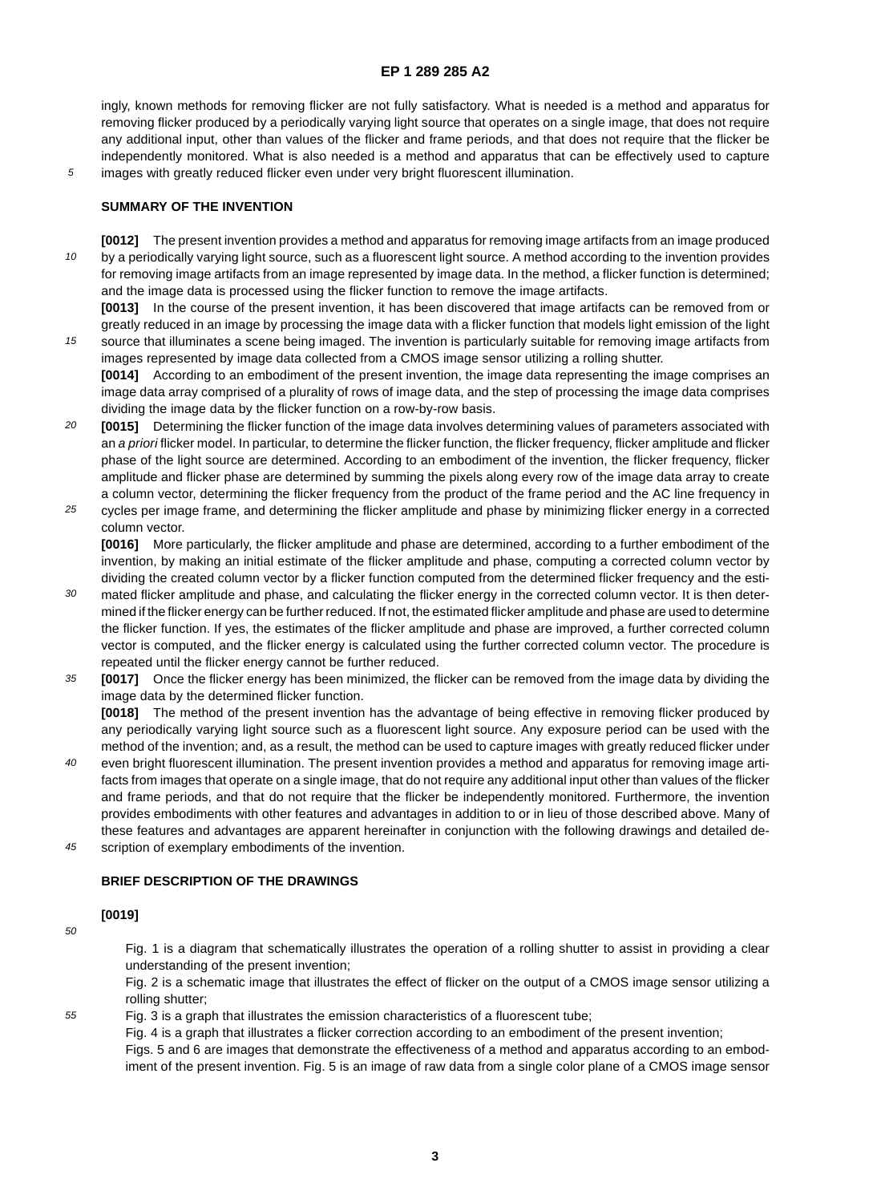ingly, known methods for removing flicker are not fully satisfactory. What is needed is a method and apparatus for removing flicker produced by a periodically varying light source that operates on a single image, that does not require any additional input, other than values of the flicker and frame periods, and that does not require that the flicker be independently monitored. What is also needed is a method and apparatus that can be effectively used to capture images with greatly reduced flicker even under very bright fluorescent illumination.

## SUMMARY OF THE INVENTION

**[0012]** The present invention provides a method and apparatus for removing image artifacts from an image produced by a periodically varying light source, such as a fluorescent light source. A method according to the invention provides for removing image artifacts from an image represented by image data. In the method, a flicker function is determined; and the image data is processed using the flicker function to remove the image artifacts.

**[0013]** In the course of the present invention, it has been discovered that image artifacts can be removed from or greatly reduced in an image by processing the image data with a flicker function that models light emission of the light source that illuminates a scene being imaged. The invention is particularly suitable for removing image artifacts from images represented by image data collected from a CMOS image sensor utilizing a rolling shutter.

**[0014]** According to an embodiment of the present invention, the image data representing the image comprises an image data array comprised of a plurality of rows of image data, and the step of processing the image data comprises dividing the image data by the flicker function on a row-by-row basis.

**[0015]** Determining the flicker function of the image data involves determining values of parameters associated with an *a priori* flicker model. In particular, to determine the flicker function, the flicker frequency, flicker amplitude and flicker phase of the light source are determined. According to an embodiment of the invention, the flicker frequency, flicker amplitude and flicker phase are determined by summing the pixels along every row of the image data array to create a column vector, determining the flicker frequency from the product of the frame period and the AC line frequency in cycles per image frame, and determining the flicker amplitude and phase by minimizing flicker energy in a corrected column vector.

**[0016]** More particularly, the flicker amplitude and phase are determined, according to a further embodiment of the invention, by making an initial estimate of the flicker amplitude and phase, computing a corrected column vector by dividing the created column vector by a flicker function computed from the determined flicker frequency and the estimated flicker amplitude and phase, and calculating the flicker energy in the corrected column vector. It is then determined if the flicker energy can be further reduced. If not, the estimated flicker amplitude and phase are used to determine the flicker function. If yes, the estimates of the flicker amplitude and phase are improved, a further corrected column vector is computed, and the flicker energy is calculated using the further corrected column vector. The procedure is repeated until the flicker energy cannot be further reduced.

**[0017]** Once the flicker energy has been minimized, the flicker can be removed from the image data by dividing the image data by the determined flicker function.

**[0018]** The method of the present invention has the advantage of being effective in removing flicker produced by any periodically varying light source such as a fluorescent light source. Any exposure period can be used with the method of the invention; and, as a result, the method can be used to capture images with greatly reduced flicker under even bright fluorescent illumination. The present invention provides a method and apparatus for removing image artifacts from images that operate on a single image, that do not require any additional input other than values of the flicker and frame periods, and that do not require that the flicker be independently monitored. Furthermore, the invention provides embodiments with other features and advantages in addition to or in lieu of those described above. Many of these features and advantages are apparent hereinafter in conjunction with the following drawings and detailed description of exemplary embodiments of the invention.

## BRIEF DESCRIPTION OF THE DRAWINGS

**[0019]**

Fig. 1 is a diagram that schematically illustrates the operation of a rolling shutter to assist in providing a clear understanding of the present invention;

Fig. 2 is a schematic image that illustrates the effect of flicker on the output of a CMOS image sensor utilizing a rolling shutter;

Fig. 3 is a graph that illustrates the emission characteristics of a fluorescent tube;

Fig. 4 is a graph that illustrates a flicker correction according to an embodiment of the present invention;

Figs. 5 and 6 are images that demonstrate the effectiveness of a method and apparatus according to an embodiment of the present invention. Fig. 5 is an image of raw data from a single color plane of a CMOS image sensor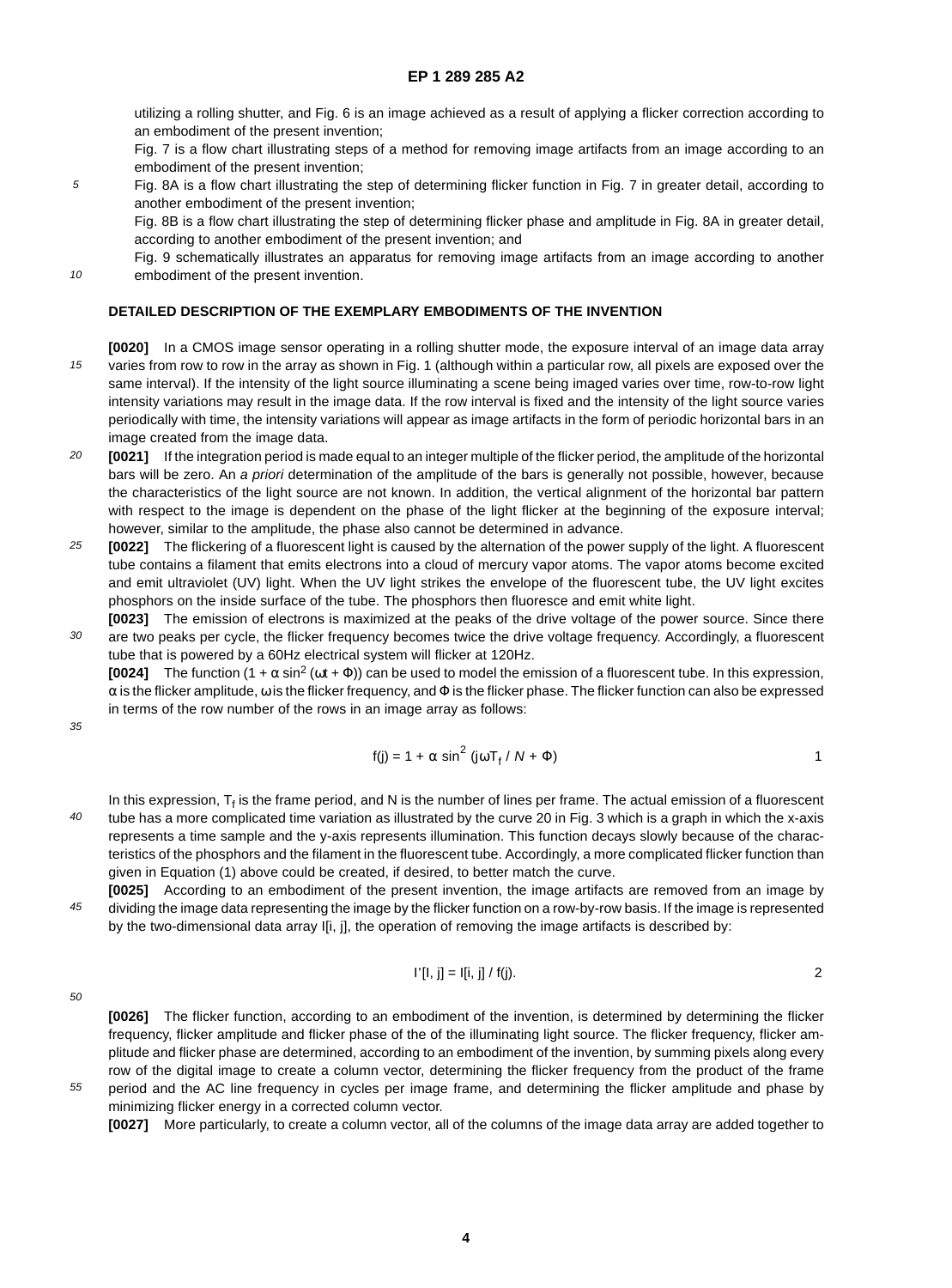utilizing a rolling shutter, and Fig. 6 is an image achieved as a result of applying a flicker correction according to an embodiment of the present invention;

Fig. 7 is a flow chart illustrating steps of a method for removing image artifacts from an image according to an embodiment of the present invention;

Fig. 8A is a flow chart illustrating the step of determining flicker function in Fig. 7 in greater detail, according to another embodiment of the present invention;

Fig. 8B is a flow chart illustrating the step of determining flicker phase and amplitude in Fig. 8A in greater detail, according to another embodiment of the present invention; and

Fig. 9 schematically illustrates an apparatus for removing image artifacts from an image according to another embodiment of the present invention.

## DETAILED DESCRIPTION OF THE EXEMPLARY EMBODIMENTS OF THE INVENTION

**[0020]** In a CMOS image sensor operating in a rolling shutter mode, the exposure interval of an image data array varies from row to row in the array as shown in Fig. 1 (although within a particular row, all pixels are exposed over the same interval). If the intensity of the light source illuminating a scene being imaged varies over time, row-to-row light intensity variations may result in the image data. If the row interval is fixed and the intensity of the light source varies periodically with time, the intensity variations will appear as image artifacts in the form of periodic horizontal bars in an image created from the image data.

**[0021]** If the integration period is made equal to an integer multiple of the flicker period, the amplitude of the horizontal bars will be zero. An *a priori* determination of the amplitude of the bars is generally not possible, however, because the characteristics of the light source are not known. In addition, the vertical alignment of the horizontal bar pattern with respect to the image is dependent on the phase of the light flicker at the beginning of the exposure interval; however, similar to the amplitude, the phase also cannot be determined in advance.

**[0022]** The flickering of a fluorescent light is caused by the alternation of the power supply of the light. A fluorescent tube contains a filament that emits electrons into a cloud of mercury vapor atoms. The vapor atoms become excited and emit ultraviolet (UV) light. When the UV light strikes the envelope of the fluorescent tube, the UV light excites phosphors on the inside surface of the tube. The phosphors then fluoresce and emit white light.

**[0023]** The emission of electrons is maximized at the peaks of the drive voltage of the power source. Since there are two peaks per cycle, the flicker frequency becomes twice the drive voltage frequency. Accordingly, a fluorescent tube that is powered by a 60Hz electrical system will flicker at 120Hz.

**[0024]** The function $(1 + \alpha \sin^2 (\omega t + \Phi))$ can be used to model the emission of a fluorescent tube. In this expression, $\alpha$ is the flicker amplitude, $\omega$ is the flicker frequency, and $\Phi$ is the flicker phase. The flicker function can also be expressed in terms of the row number of the rows in an image array as follows:

$$f(j) = 1 + \alpha \sin^2 (j\omega T_f / N + \Phi) \qquad 1$$

In this expression, $T_f$ is the frame period, and N is the number of lines per frame. The actual emission of a fluorescent tube has a more complicated time variation as illustrated by the curve 20 in Fig. 3 which is a graph in which the x-axis represents a time sample and the y-axis represents illumination. This function decays slowly because of the characteristics of the phosphors and the filament in the fluorescent tube. Accordingly, a more complicated flicker function than given in Equation (1) above could be created, if desired, to better match the curve.

**[0025]** According to an embodiment of the present invention, the image artifacts are removed from an image by dividing the image data representing the image by the flicker function on a row-by-row basis. If the image is represented by the two-dimensional data array I[i, j], the operation of removing the image artifacts is described by:

$$I'[I, j] = I[i, j] / f(j). \qquad 2$$

**[0026]** The flicker function, according to an embodiment of the invention, is determined by determining the flicker frequency, flicker amplitude and flicker phase of the of the illuminating light source. The flicker frequency, flicker amplitude and flicker phase are determined, according to an embodiment of the invention, by summing pixels along every row of the digital image to create a column vector, determining the flicker frequency from the product of the frame period and the AC line frequency in cycles per image frame, and determining the flicker amplitude and phase by minimizing flicker energy in a corrected column vector.

**[0027]** More particularly, to create a column vector, all of the columns of the image data array are added together to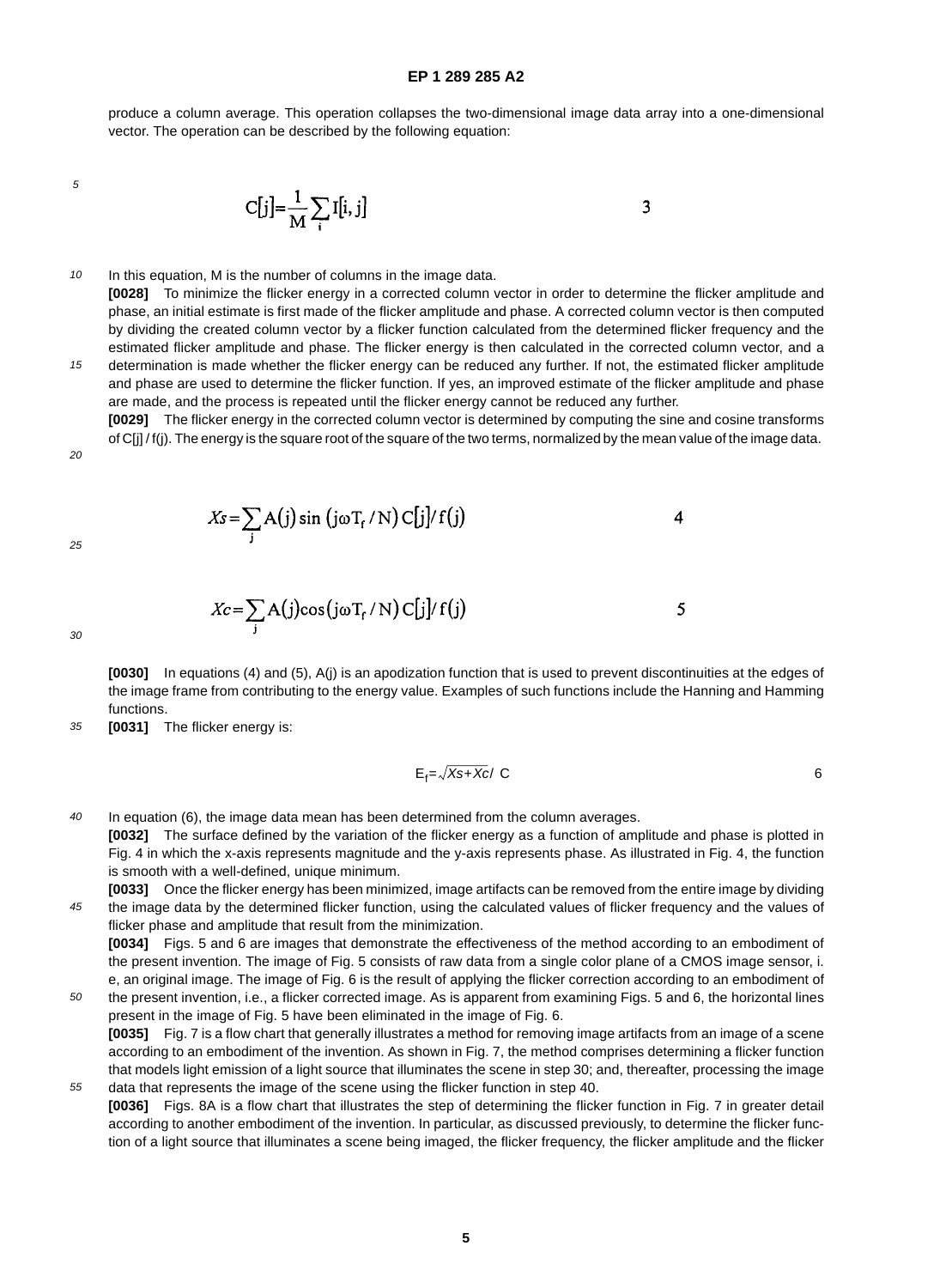produce a column average. This operation collapses the two-dimensional image data array into a one-dimensional vector. The operation can be described by the following equation:

$$C[j]=\frac{1}{M}\sum_{i} I[i,j] \qquad 3$$

In this equation, M is the number of columns in the image data.

**[0028]** To minimize the flicker energy in a corrected column vector in order to determine the flicker amplitude and phase, an initial estimate is first made of the flicker amplitude and phase. A corrected column vector is then computed by dividing the created column vector by a flicker function calculated from the determined flicker frequency and the estimated flicker amplitude and phase. The flicker energy is then calculated in the corrected column vector, and a determination is made whether the flicker energy can be reduced any further. If not, the estimated flicker amplitude and phase are used to determine the flicker function. If yes, an improved estimate of the flicker amplitude and phase are made, and the process is repeated until the flicker energy cannot be reduced any further.

**[0029]** The flicker energy in the corrected column vector is determined by computing the sine and cosine transforms of $C[j] / f(j)$. The energy is the square root of the square of the two terms, normalized by the mean value of the image data.

$$Xs=\sum_{j} A(j)\sin\left(j\omega T_f / N\right) C[j]/f(j) \qquad 4$$

$$Xc=\sum_{j} A(j)\cos\left(j\omega T_f / N\right) C[j]/f(j) \qquad 5$$

**[0030]** In equations (4) and (5), A(j) is an apodization function that is used to prevent discontinuities at the edges of the image frame from contributing to the energy value. Examples of such functions include the Hanning and Hamming functions.

**[0031]** The flicker energy is:

$$E_f=\sqrt{Xs+Xc}/\ C \qquad 6$$

In equation (6), the image data mean has been determined from the column averages.

**[0032]** The surface defined by the variation of the flicker energy as a function of amplitude and phase is plotted in Fig. 4 in which the x-axis represents magnitude and the y-axis represents phase. As illustrated in Fig. 4, the function is smooth with a well-defined, unique minimum.

**[0033]** Once the flicker energy has been minimized, image artifacts can be removed from the entire image by dividing the image data by the determined flicker function, using the calculated values of flicker frequency and the values of flicker phase and amplitude that result from the minimization.

**[0034]** Figs. 5 and 6 are images that demonstrate the effectiveness of the method according to an embodiment of the present invention. The image of Fig. 5 consists of raw data from a single color plane of a CMOS image sensor, i. e, an original image. The image of Fig. 6 is the result of applying the flicker correction according to an embodiment of the present invention, i.e., a flicker corrected image. As is apparent from examining Figs. 5 and 6, the horizontal lines present in the image of Fig. 5 have been eliminated in the image of Fig. 6.

**[0035]** Fig. 7 is a flow chart that generally illustrates a method for removing image artifacts from an image of a scene according to an embodiment of the invention. As shown in Fig. 7, the method comprises determining a flicker function that models light emission of a light source that illuminates the scene in step 30; and, thereafter, processing the image data that represents the image of the scene using the flicker function in step 40.

**[0036]** Figs. 8A is a flow chart that illustrates the step of determining the flicker function in Fig. 7 in greater detail according to another embodiment of the invention. In particular, as discussed previously, to determine the flicker function of a light source that illuminates a scene being imaged, the flicker frequency, the flicker amplitude and the flicker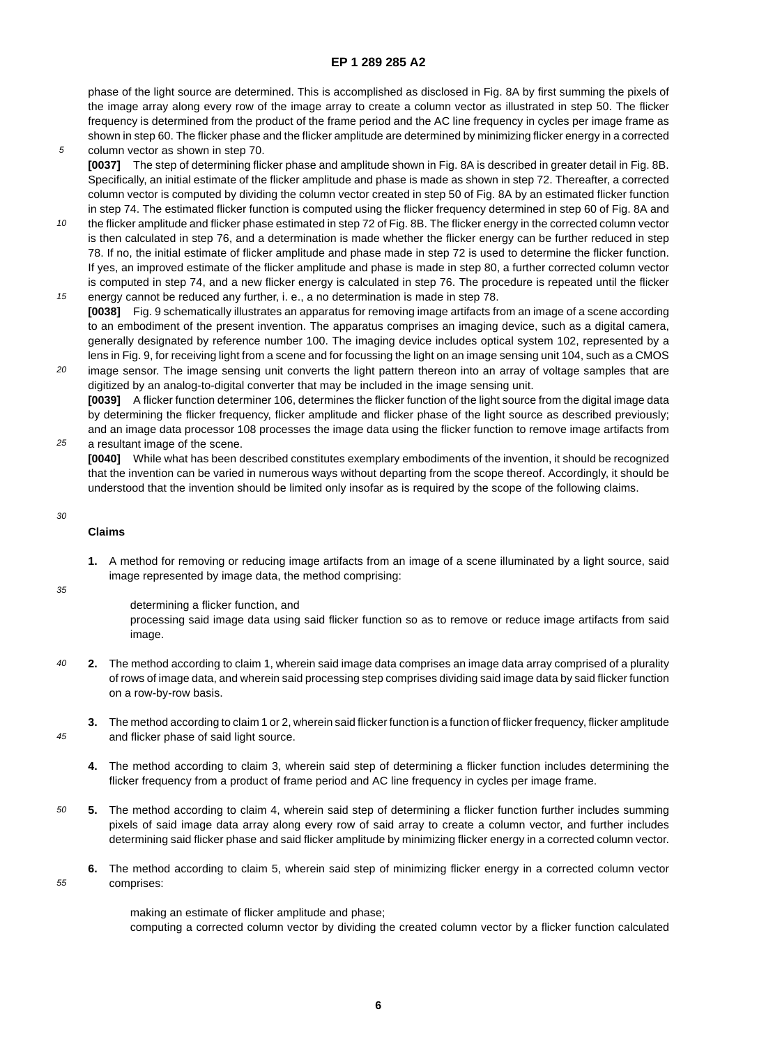phase of the light source are determined. This is accomplished as disclosed in Fig. 8A by first summing the pixels of the image array along every row of the image array to create a column vector as illustrated in step 50. The flicker frequency is determined from the product of the frame period and the AC line frequency in cycles per image frame as shown in step 60. The flicker phase and the flicker amplitude are determined by minimizing flicker energy in a corrected column vector as shown in step 70.

**[0037]** The step of determining flicker phase and amplitude shown in Fig. 8A is described in greater detail in Fig. 8B. Specifically, an initial estimate of the flicker amplitude and phase is made as shown in step 72. Thereafter, a corrected column vector is computed by dividing the column vector created in step 50 of Fig. 8A by an estimated flicker function in step 74. The estimated flicker function is computed using the flicker frequency determined in step 60 of Fig. 8A and the flicker amplitude and flicker phase estimated in step 72 of Fig. 8B. The flicker energy in the corrected column vector is then calculated in step 76, and a determination is made whether the flicker energy can be further reduced in step 78. If no, the initial estimate of flicker amplitude and phase made in step 72 is used to determine the flicker function. If yes, an improved estimate of the flicker amplitude and phase is made in step 80, a further corrected column vector is computed in step 74, and a new flicker energy is calculated in step 76. The procedure is repeated until the flicker energy cannot be reduced any further, i. e., a no determination is made in step 78.

**[0038]** Fig. 9 schematically illustrates an apparatus for removing image artifacts from an image of a scene according to an embodiment of the present invention. The apparatus comprises an imaging device, such as a digital camera, generally designated by reference number 100. The imaging device includes optical system 102, represented by a lens in Fig. 9, for receiving light from a scene and for focussing the light on an image sensing unit 104, such as a CMOS image sensor. The image sensing unit converts the light pattern thereon into an array of voltage samples that are digitized by an analog-to-digital converter that may be included in the image sensing unit.

**[0039]** A flicker function determiner 106, determines the flicker function of the light source from the digital image data by determining the flicker frequency, flicker amplitude and flicker phase of the light source as described previously; and an image data processor 108 processes the image data using the flicker function to remove image artifacts from a resultant image of the scene.

**[0040]** While what has been described constitutes exemplary embodiments of the invention, it should be recognized that the invention can be varied in numerous ways without departing from the scope thereof. Accordingly, it should be understood that the invention should be limited only insofar as is required by the scope of the following claims.

## Claims

**1.** A method for removing or reducing image artifacts from an image of a scene illuminated by a light source, said image represented by image data, the method comprising:

determining a flicker function, and
processing said image data using said flicker function so as to remove or reduce image artifacts from said image.

**2.** The method according to claim 1, wherein said image data comprises an image data array comprised of a plurality of rows of image data, and wherein said processing step comprises dividing said image data by said flicker function on a row-by-row basis.

**3.** The method according to claim 1 or 2, wherein said flicker function is a function of flicker frequency, flicker amplitude and flicker phase of said light source.

**4.** The method according to claim 3, wherein said step of determining a flicker function includes determining the flicker frequency from a product of frame period and AC line frequency in cycles per image frame.

**5.** The method according to claim 4, wherein said step of determining a flicker function further includes summing pixels of said image data array along every row of said array to create a column vector, and further includes determining said flicker phase and said flicker amplitude by minimizing flicker energy in a corrected column vector.

**6.** The method according to claim 5, wherein said step of minimizing flicker energy in a corrected column vector comprises:

making an estimate of flicker amplitude and phase;
computing a corrected column vector by dividing the created column vector by a flicker function calculated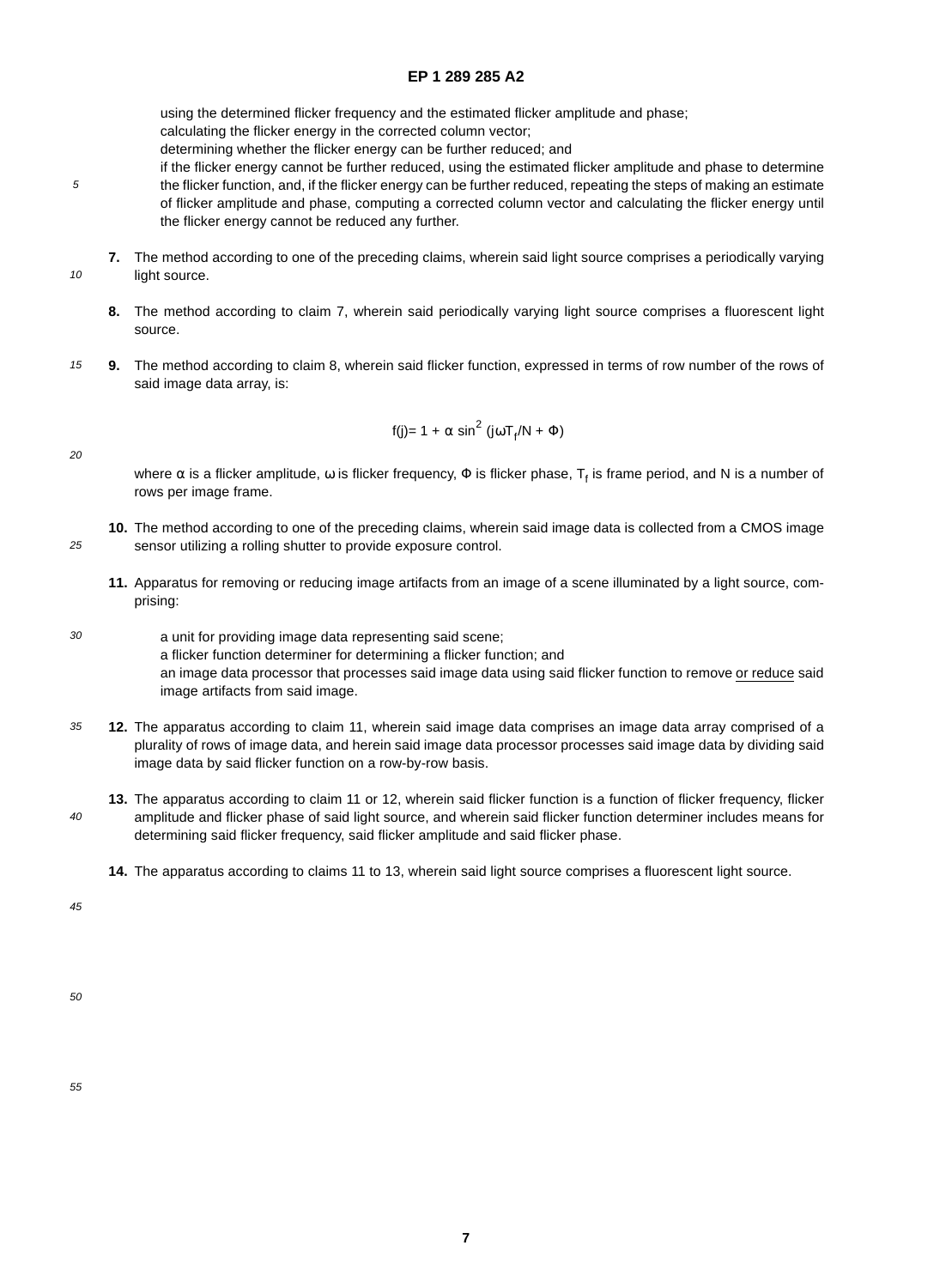using the determined flicker frequency and the estimated flicker amplitude and phase;
calculating the flicker energy in the corrected column vector;
determining whether the flicker energy can be further reduced; and
if the flicker energy cannot be further reduced, using the estimated flicker amplitude and phase to determine the flicker function, and, if the flicker energy can be further reduced, repeating the steps of making an estimate of flicker amplitude and phase, computing a corrected column vector and calculating the flicker energy until the flicker energy cannot be reduced any further.

**7.** The method according to one of the preceding claims, wherein said light source comprises a periodically varying light source.

**8.** The method according to claim 7, wherein said periodically varying light source comprises a fluorescent light source.

**9.** The method according to claim 8, wherein said flicker function, expressed in terms of row number of the rows of said image data array, is:

$$f(j) = 1 + \alpha \sin^2 (j\omega T_f / N + \Phi)$$

where $\alpha$ is a flicker amplitude, $\omega$ is flicker frequency, $\Phi$ is flicker phase, $T_f$ is frame period, and N is a number of rows per image frame.

**10.** The method according to one of the preceding claims, wherein said image data is collected from a CMOS image sensor utilizing a rolling shutter to provide exposure control.

**11.** Apparatus for removing or reducing image artifacts from an image of a scene illuminated by a light source, comprising:

a unit for providing image data representing said scene;
a flicker function determiner for determining a flicker function; and
an image data processor that processes said image data using said flicker function to remove or reduce said image artifacts from said image.

**12.** The apparatus according to claim 11, wherein said image data comprises an image data array comprised of a plurality of rows of image data, and herein said image data processor processes said image data by dividing said image data by said flicker function on a row-by-row basis.

**13.** The apparatus according to claim 11 or 12, wherein said flicker function is a function of flicker frequency, flicker amplitude and flicker phase of said light source, and wherein said flicker function determiner includes means for determining said flicker frequency, said flicker amplitude and said flicker phase.

**14.** The apparatus according to claims 11 to 13, wherein said light source comprises a fluorescent light source.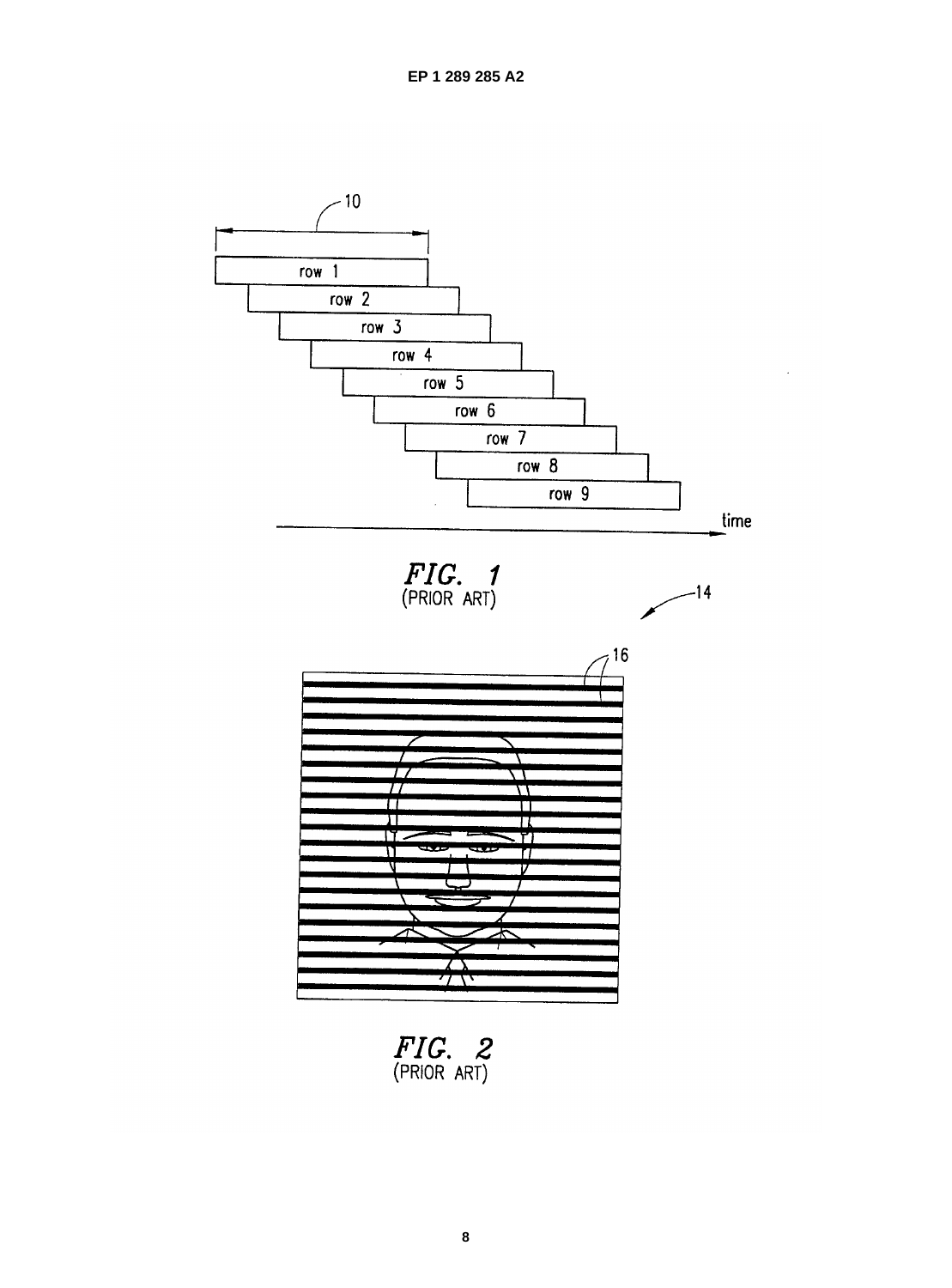10

row 1

row 2

row 3

row 4

row 5

row 6

row 7

row 8

row 9

time

*FIG. 1*
(PRIOR ART)

14

16

*FIG. 2*
(PRIOR ART)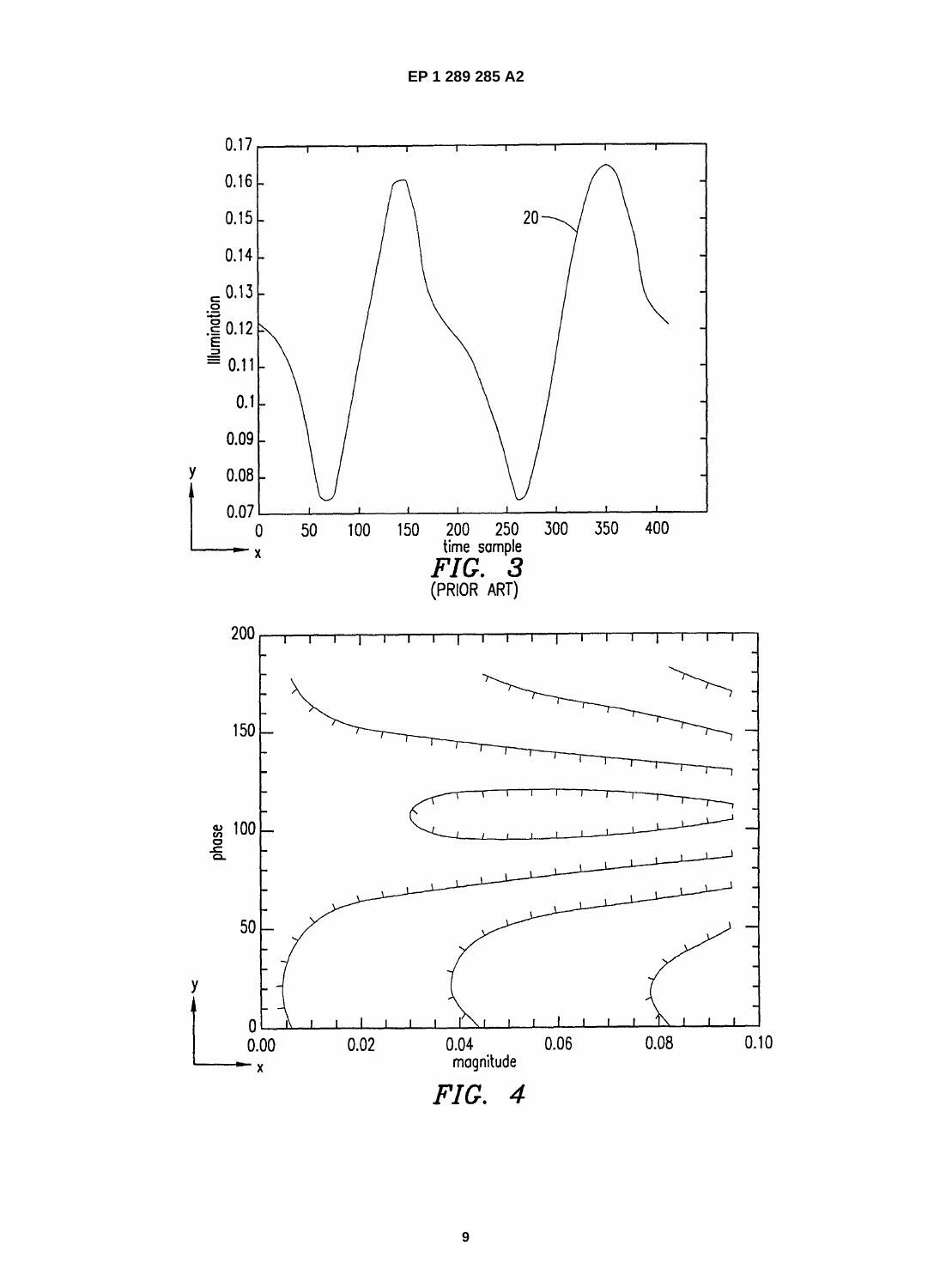FIG. 3
(PRIOR ART)

FIG. 4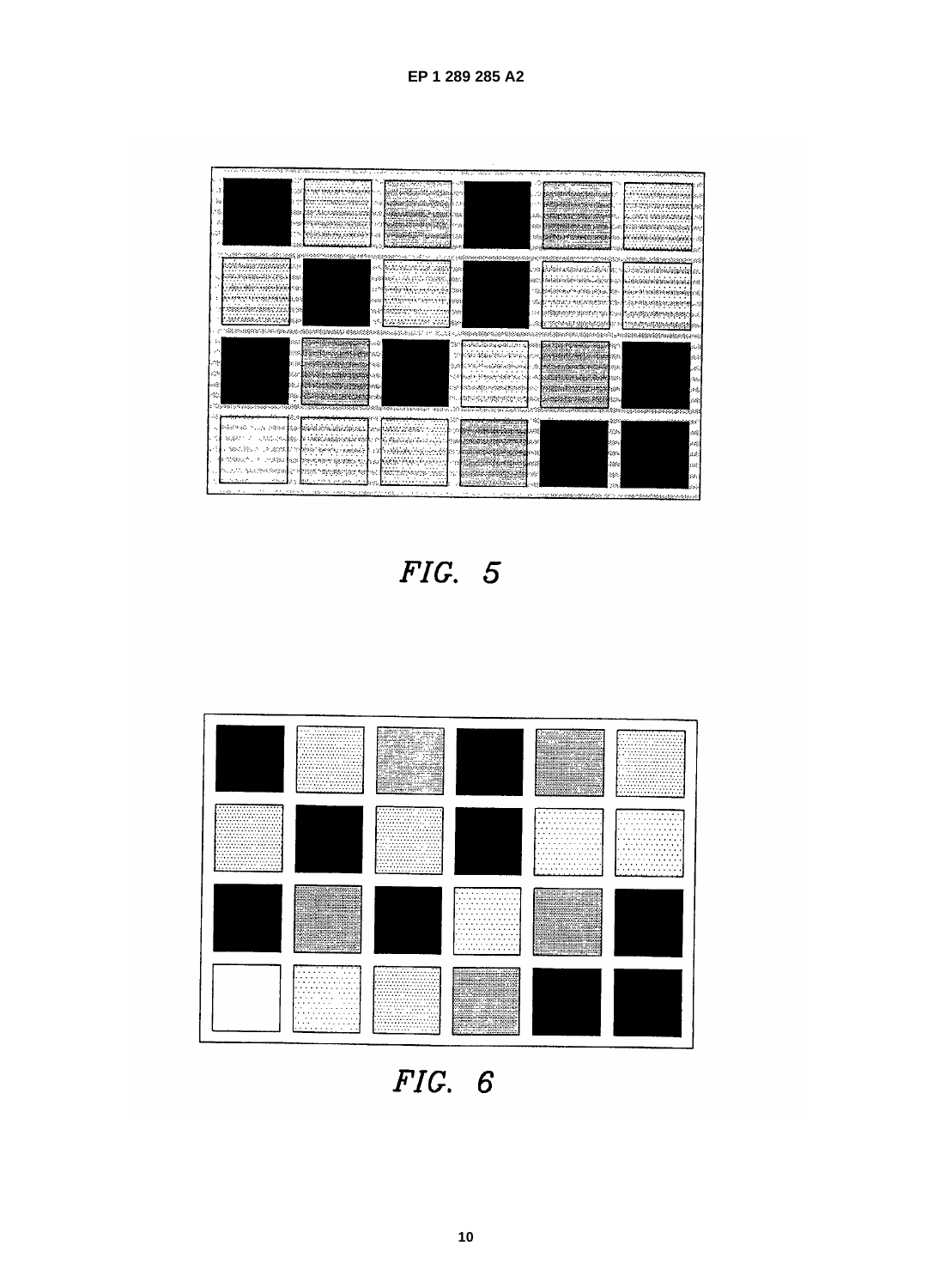FIG. 5

FIG. 6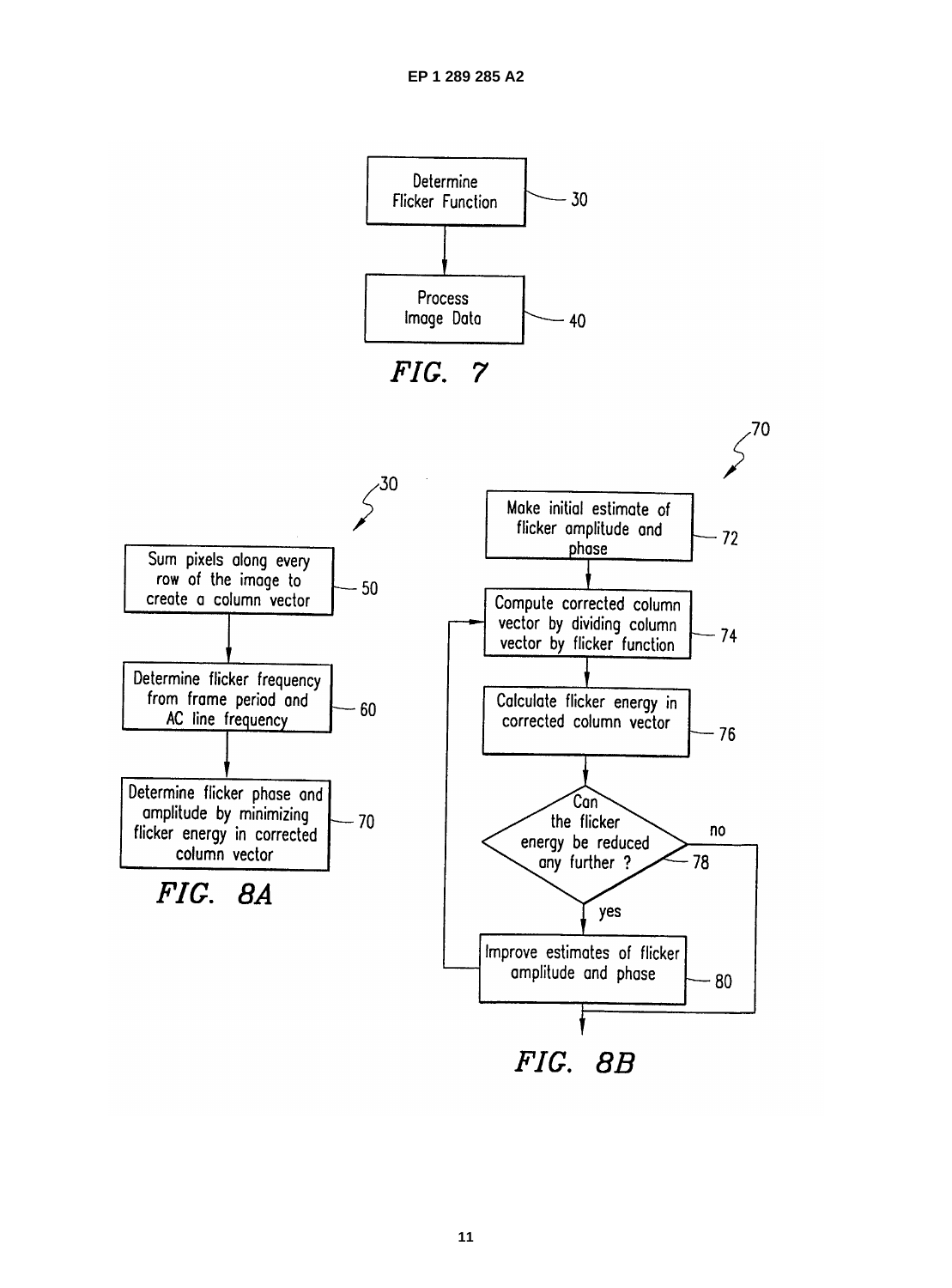Determine Flicker Function — 30

Process Image Data — 40

FIG. 7

30

Sum pixels along every row of the image to create a column vector — 50

Determine flicker frequency from frame period and AC line frequency — 60

Determine flicker phase and amplitude by minimizing flicker energy in corrected column vector — 70

FIG. 8A

70

Make initial estimate of flicker amplitude and phase — 72

Compute corrected column vector by dividing column vector by flicker function — 74

Calculate flicker energy in corrected column vector — 76

Can the flicker energy be reduced any further ? — 78

no

yes

Improve estimates of flicker amplitude and phase — 80

FIG. 8B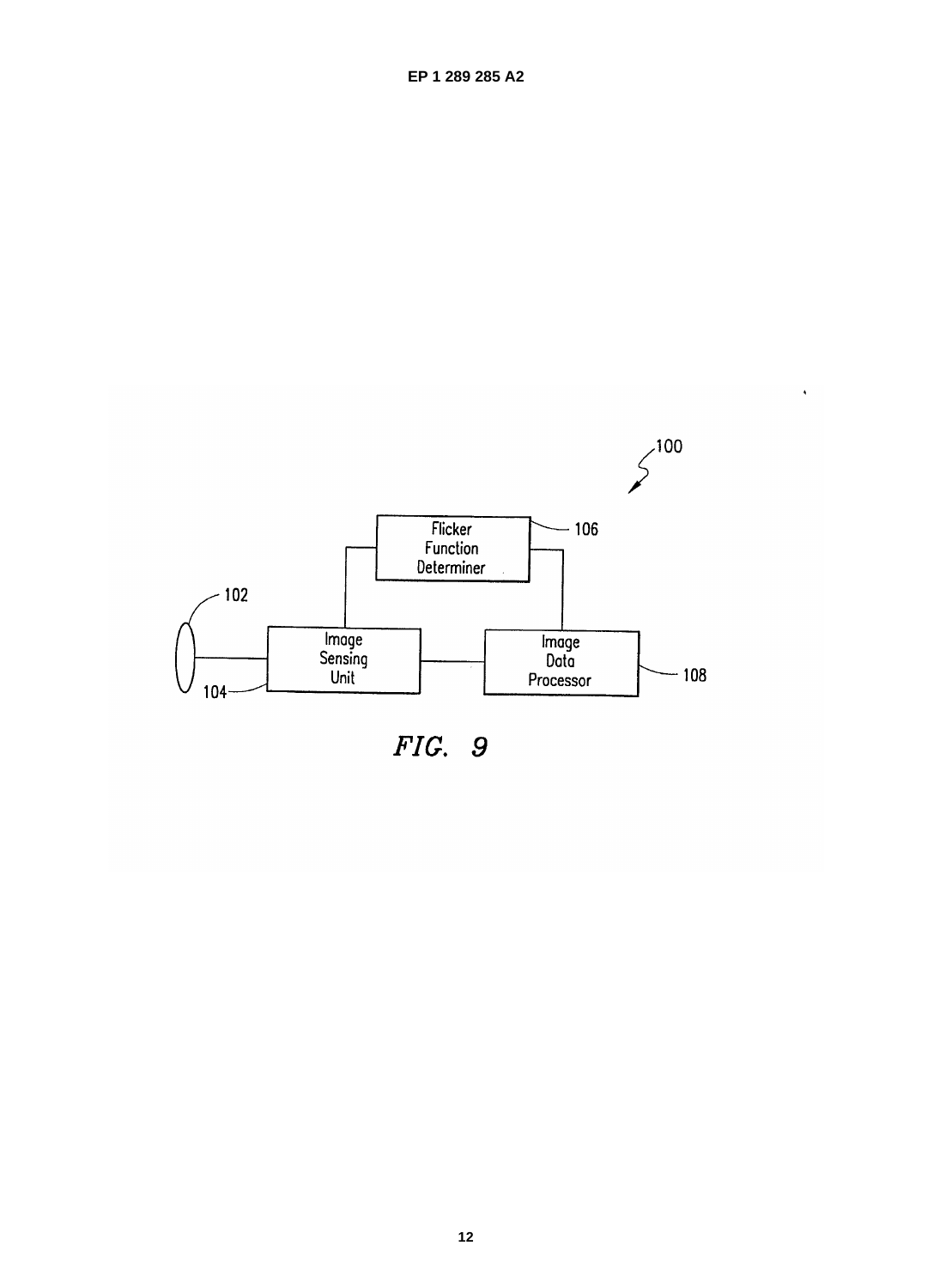100

Flicker Function Determiner

106

102

Image Sensing Unit

Image Data Processor

108

104

FIG. 9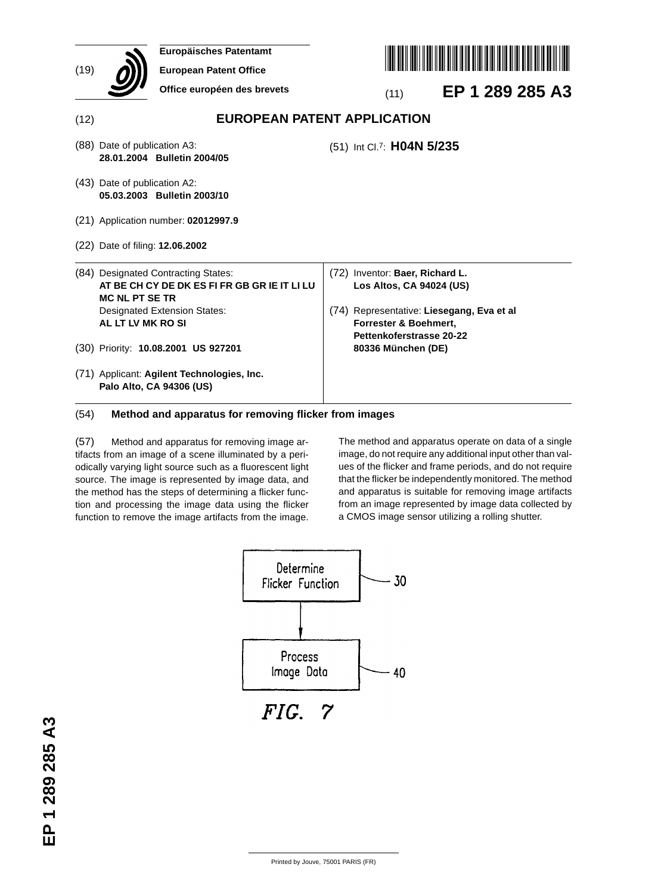Europäisches Patentamt
European Patent Office
Office européen des brevets

(19)

(11) **EP 1 289 285 A3**

(12) **EUROPEAN PATENT APPLICATION**

(88) Date of publication A3:
**28.01.2004 Bulletin 2004/05**

(43) Date of publication A2:
**05.03.2003 Bulletin 2003/10**

(21) Application number: **02012997.9**

(22) Date of filing: **12.06.2002**

(51) Int Cl.[7]: **H04N 5/235**

(84) Designated Contracting States:
**AT BE CH CY DE DK ES FI FR GB GR IE IT LI LU MC NL PT SE TR**
Designated Extension States:
**AL LT LV MK RO SI**

(30) Priority: **10.08.2001 US 927201**

(71) Applicant: **Agilent Technologies, Inc.**
**Palo Alto, CA 94306 (US)**

(72) Inventor: **Baer, Richard L.**
**Los Altos, CA 94024 (US)**

(74) Representative: **Liesegang, Eva et al**
**Forrester & Boehmert,**
**Pettenkoferstrasse 20-22**
**80336 München (DE)**

(54) **Method and apparatus for removing flicker from images**

(57) Method and apparatus for removing image artifacts from an image of a scene illuminated by a periodically varying light source such as a fluorescent light source. The image is represented by image data, and the method has the steps of determining a flicker function and processing the image data using the flicker function to remove the image artifacts from the image. The method and apparatus operate on data of a single image, do not require any additional input other than values of the flicker and frame periods, and do not require that the flicker be independently monitored. The method and apparatus is suitable for removing image artifacts from an image represented by image data collected by a CMOS image sensor utilizing a rolling shutter.

Determine Flicker Function — 30

Process Image Data — 40

FIG. 7

Printed by Jouve, 75001 PARIS (FR)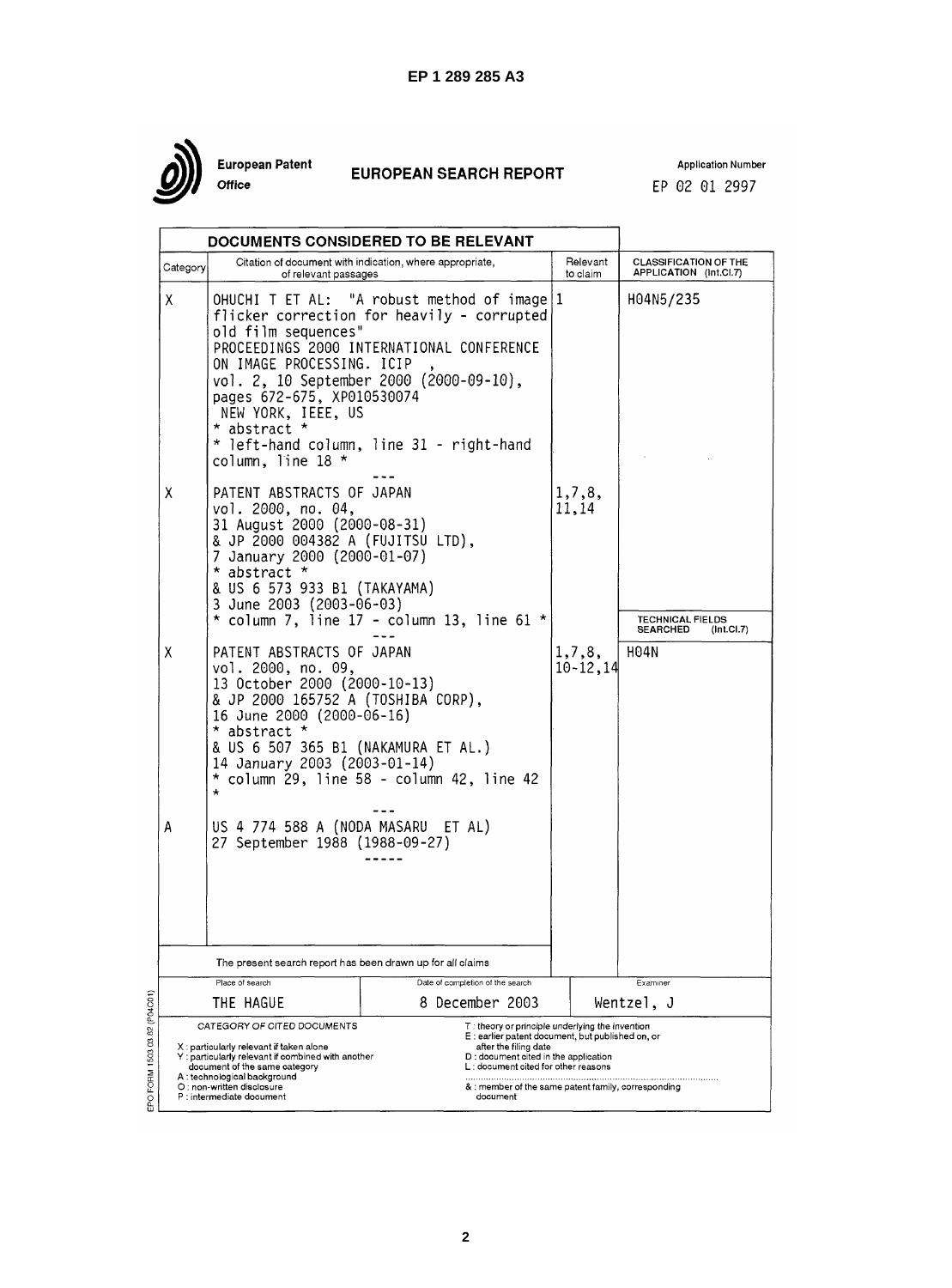**European Patent Office**

# EUROPEAN SEARCH REPORT

Application Number
EP 02 01 2997

## DOCUMENTS CONSIDERED TO BE RELEVANT

| Category | Citation of document with indication, where appropriate, of relevant passages | Relevant to claim | CLASSIFICATION OF THE APPLICATION (Int.Cl.7) |
|---|---|---|---|
| X | OHUCHI T ET AL: "A robust method of image flicker correction for heavily - corrupted old film sequences" PROCEEDINGS 2000 INTERNATIONAL CONFERENCE ON IMAGE PROCESSING. ICIP , vol. 2, 10 September 2000 (2000-09-10), pages 672-675, XP010530074 NEW YORK, IEEE, US * abstract * * left-hand column, line 31 - right-hand column, line 18 * | 1 | H04N5/235 |
| X | PATENT ABSTRACTS OF JAPAN vol. 2000, no. 04, 31 August 2000 (2000-08-31) & JP 2000 004382 A (FUJITSU LTD), 7 January 2000 (2000-01-07) * abstract * & US 6 573 933 B1 (TAKAYAMA) 3 June 2003 (2003-06-03) * column 7, line 17 - column 13, line 61 * | 1,7,8, 11,14 | |
| | | | TECHNICAL FIELDS SEARCHED (Int.Cl.7) |
| X | PATENT ABSTRACTS OF JAPAN vol. 2000, no. 09, 13 October 2000 (2000-10-13) & JP 2000 165752 A (TOSHIBA CORP), 16 June 2000 (2000-06-16) * abstract * & US 6 507 365 B1 (NAKAMURA ET AL.) 14 January 2003 (2003-01-14) * column 29, line 58 - column 42, line 42 * | 1,7,8, 10-12,14 | H04N |
| A | US 4 774 588 A (NODA MASARU ET AL) 27 September 1988 (1988-09-27) | | |

The present search report has been drawn up for all claims

| Place of search | Date of completion of the search | Examiner |
|---|---|---|
| THE HAGUE | 8 December 2003 | Wentzel, J |

CATEGORY OF CITED DOCUMENTS

X : particularly relevant if taken alone
Y : particularly relevant if combined with another document of the same category
A : technological background
O : non-written disclosure
P : intermediate document

T : theory or principle underlying the invention
E : earlier patent document, but published on, or after the filing date
D : document cited in the application
L : document cited for other reasons

& : member of the same patent family, corresponding document

EPO FORM 1503 03.82 (P04C01)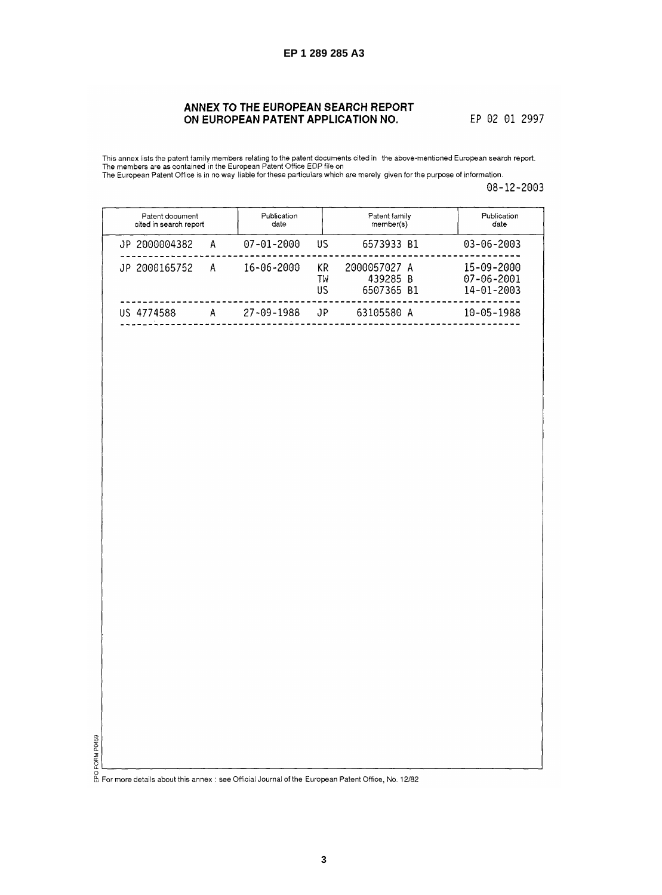## ANNEX TO THE EUROPEAN SEARCH REPORT ON EUROPEAN PATENT APPLICATION NO.

EP 02 01 2997

This annex lists the patent family members relating to the patent documents cited in the above-mentioned European search report.
The members are as contained in the European Patent Office EDP file on
The European Patent Office is in no way liable for these particulars which are merely given for the purpose of information.

08-12-2003

| Patent document cited in search report | Publication date | Patent family member(s) | Publication date |
| --- | --- | --- | --- |
| JP 2000004382 A | 07-01-2000 | US 6573933 B1 | 03-06-2003 |
| JP 2000165752 A | 16-06-2000 | KR 2000057027 A | 15-09-2000 |
| | | TW 439285 B | 07-06-2001 |
| | | US 6507365 B1 | 14-01-2003 |
| US 4774588 A | 27-09-1988 | JP 63105580 A | 10-05-1988 |

EPO FORM P0459

For more details about this annex : see Official Journal of the European Patent Office, No. 12/82